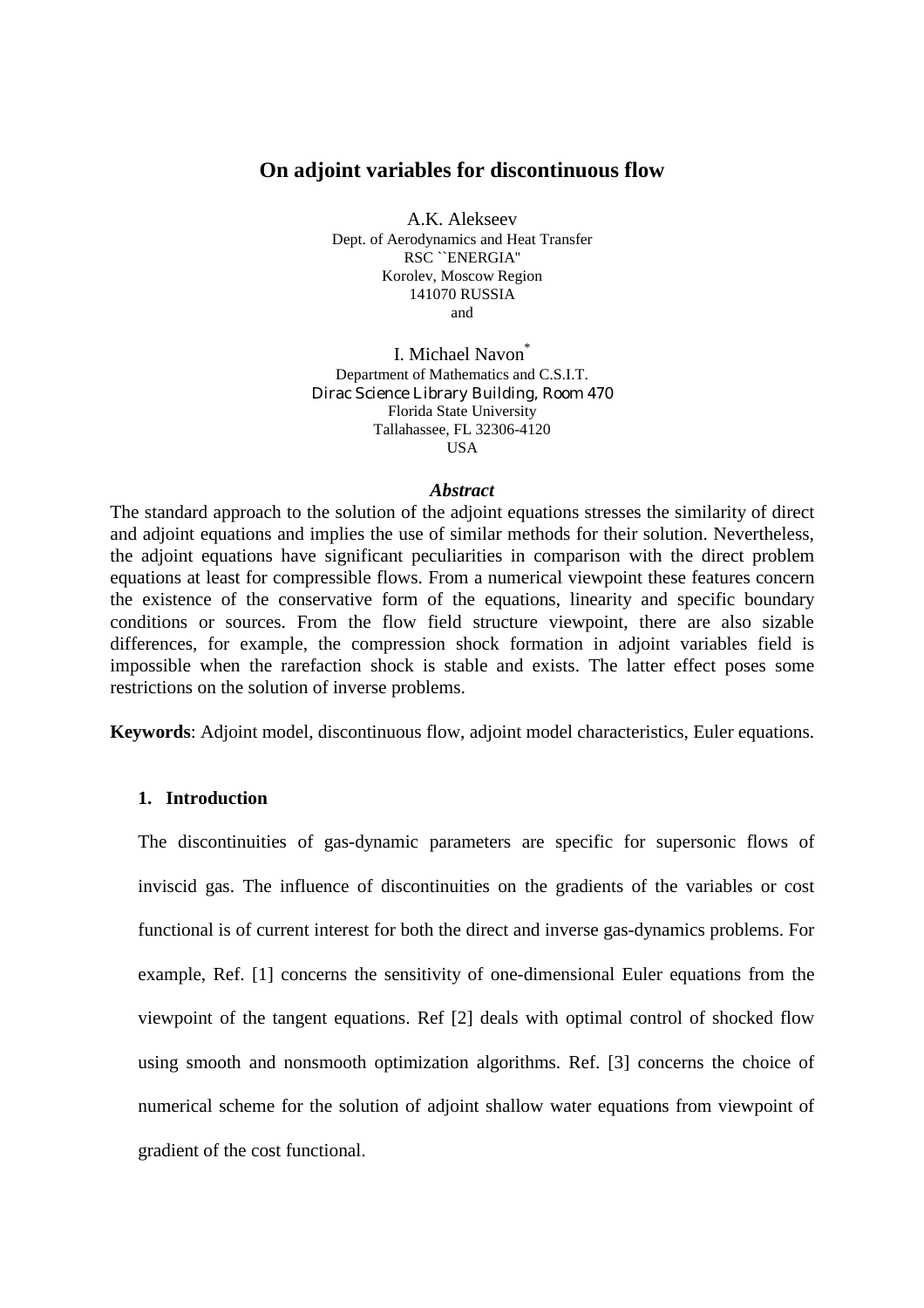# On adjoint variables for discontinuous flow

A.K. Alekseev
Dept. of Aerodynamics and Heat Transfer
RSC ``ENERGIA''
Korolev, Moscow Region
141070 RUSSIA
and

I. Michael Navon*
Department of Mathematics and C.S.I.T.
Dirac Science Library Building, Room 470
Florida State University
Tallahassee, FL 32306-4120
USA

***Abstract***

The standard approach to the solution of the adjoint equations stresses the similarity of direct and adjoint equations and implies the use of similar methods for their solution. Nevertheless, the adjoint equations have significant peculiarities in comparison with the direct problem equations at least for compressible flows. From a numerical viewpoint these features concern the existence of the conservative form of the equations, linearity and specific boundary conditions or sources. From the flow field structure viewpoint, there are also sizable differences, for example, the compression shock formation in adjoint variables field is impossible when the rarefaction shock is stable and exists. The latter effect poses some restrictions on the solution of inverse problems.

**Keywords**: Adjoint model, discontinuous flow, adjoint model characteristics, Euler equations.

## 1. Introduction

The discontinuities of gas-dynamic parameters are specific for supersonic flows of inviscid gas. The influence of discontinuities on the gradients of the variables or cost functional is of current interest for both the direct and inverse gas-dynamics problems. For example, Ref. [1] concerns the sensitivity of one-dimensional Euler equations from the viewpoint of the tangent equations. Ref [2] deals with optimal control of shocked flow using smooth and nonsmooth optimization algorithms. Ref. [3] concerns the choice of numerical scheme for the solution of adjoint shallow water equations from viewpoint of gradient of the cost functional.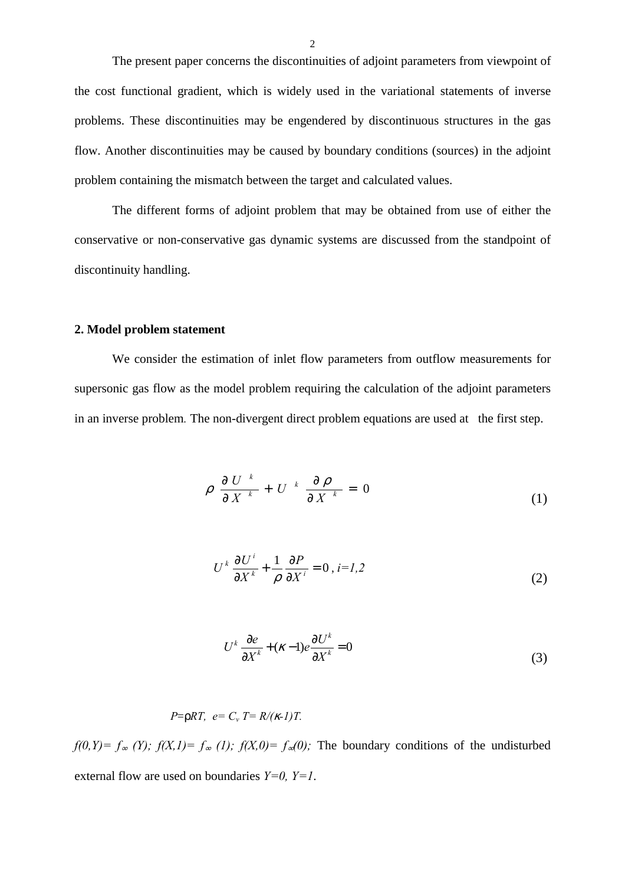The present paper concerns the discontinuities of adjoint parameters from viewpoint of the cost functional gradient, which is widely used in the variational statements of inverse problems. These discontinuities may be engendered by discontinuous structures in the gas flow. Another discontinuities may be caused by boundary conditions (sources) in the adjoint problem containing the mismatch between the target and calculated values.

The different forms of adjoint problem that may be obtained from use of either the conservative or non-conservative gas dynamic systems are discussed from the standpoint of discontinuity handling.

## 2. Model problem statement

We consider the estimation of inlet flow parameters from outflow measurements for supersonic gas flow as the model problem requiring the calculation of the adjoint parameters in an inverse problem. The non-divergent direct problem equations are used at the first step.

$$\rho \frac{\partial U^k}{\partial X^k} + U^k \frac{\partial \rho}{\partial X^k} = 0 \tag{1}$$

$$U^k \frac{\partial U^i}{\partial X^k} + \frac{1}{\rho} \frac{\partial P}{\partial X^i} = 0, \quad i=1,2 \tag{2}$$

$$U^k \frac{\partial e}{\partial X^k} + (\kappa - 1) e \frac{\partial U^k}{\partial X^k} = 0 \tag{3}$$

$P=\rho RT, \ e= C_v T= R/(\kappa-1)T.$

$f(0,Y)= f_\infty (Y); \ f(X,1)= f_\infty (1); \ f(X,0)= f_\infty(0);$ The boundary conditions of the undisturbed external flow are used on boundaries $Y=0, \ Y=1$.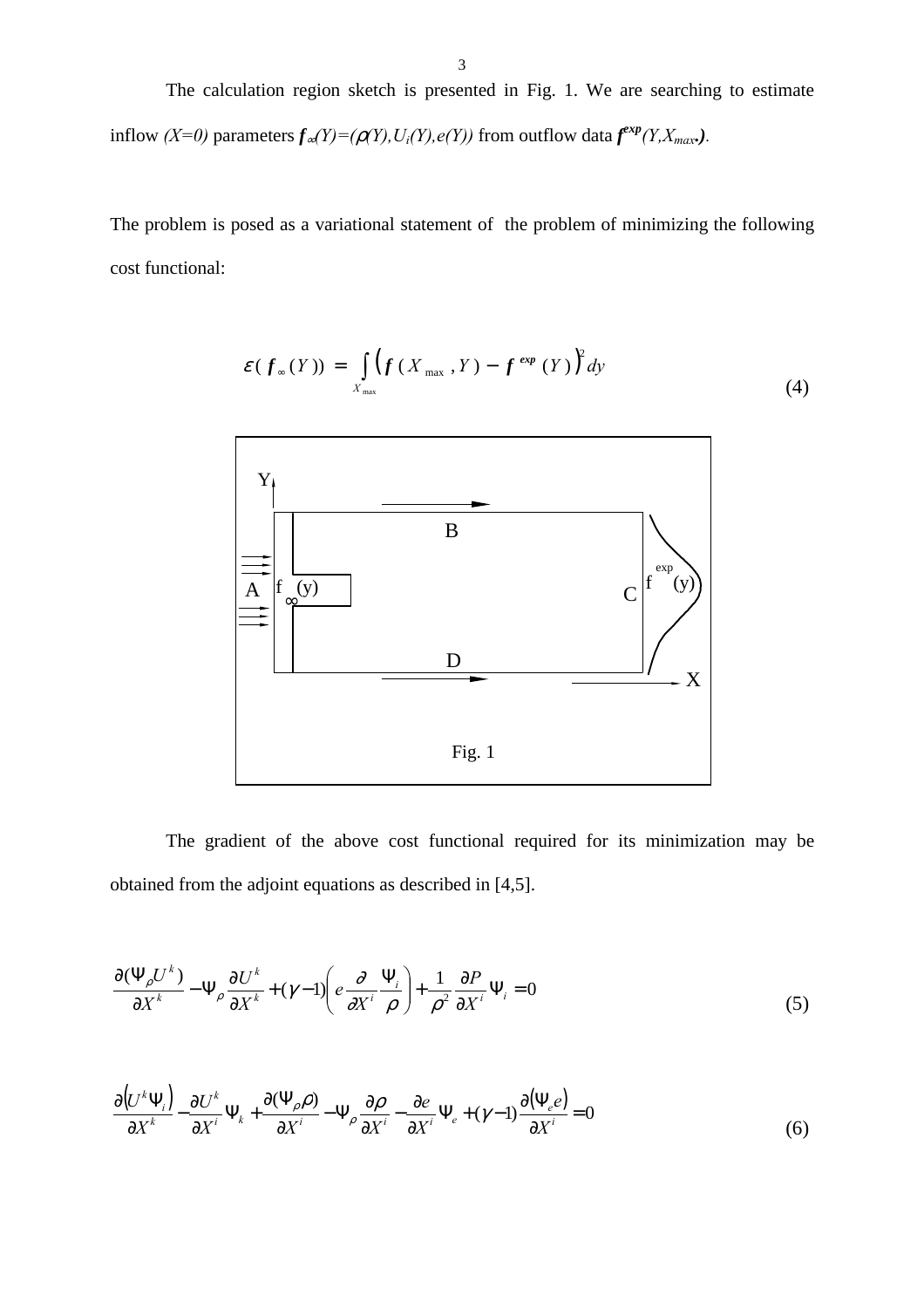The calculation region sketch is presented in Fig. 1. We are searching to estimate inflow *(X=0)* parameters $\boldsymbol{f}_\infty(Y)=(\rho(Y),U_i(Y),e(Y))$ from outflow data $\boldsymbol{f}^{exp}(Y,X_{max})$.

The problem is posed as a variational statement of the problem of minimizing the following cost functional:

$$\varepsilon(\boldsymbol{f}_\infty(Y)) = \int_{X_{\max}} \left(\boldsymbol{f}(X_{\max},Y) - \boldsymbol{f}^{\boldsymbol{exp}}(Y)\right)^2 dy \tag{4}$$

Fig. 1

The gradient of the above cost functional required for its minimization may be obtained from the adjoint equations as described in [4,5].

$$\frac{\partial(\Psi_\rho U^k)}{\partial X^k} - \Psi_\rho \frac{\partial U^k}{\partial X^k} + (\gamma - 1)\left(e\frac{\partial}{\partial X^i}\frac{\Psi_i}{\rho}\right) + \frac{1}{\rho^2}\frac{\partial P}{\partial X^i}\Psi_i = 0 \tag{5}$$

$$\frac{\partial\left(U^k\Psi_i\right)}{\partial X^k} - \frac{\partial U^k}{\partial X^i}\Psi_k + \frac{\partial(\Psi_\rho\rho)}{\partial X^i} - \Psi_\rho\frac{\partial\rho}{\partial X^i} - \frac{\partial e}{\partial X^i}\Psi_e + (\gamma-1)\frac{\partial\left(\Psi_e e\right)}{\partial X^i} = 0 \tag{6}$$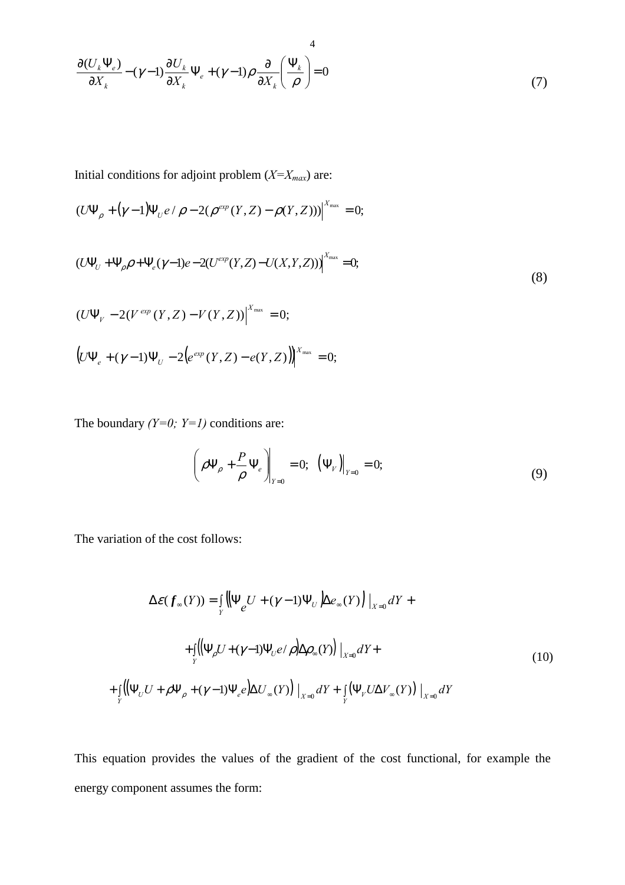$$\frac{\partial (U_k \Psi_e)}{\partial X_k} - (\gamma - 1)\frac{\partial U_k}{\partial X_k}\Psi_e + (\gamma - 1)\rho \frac{\partial}{\partial X_k}\left(\frac{\Psi_k}{\rho}\right) = 0 \tag{7}$$

Initial conditions for adjoint problem ($X=X_{max}$) are:

$$\begin{aligned}
&(U\Psi_\rho + (\gamma - 1)\Psi_U e/\rho - 2(\rho^{exp}(Y,Z) - \rho(Y,Z)))\Big|^{X_{\max}} = 0; \\
&(U\Psi_U + \Psi_\rho \rho + \Psi_e(\gamma - 1)e - 2(U^{exp}(Y,Z) - U(X,Y,Z)))\Big|^{X_{\max}} = 0; \\
&(U\Psi_V - 2(V^{exp}(Y,Z) - V(Y,Z))\Big|^{X_{\max}} = 0; \\
&\left(U\Psi_e + (\gamma - 1)\Psi_U - 2\left(e^{exp}(Y,Z) - e(Y,Z)\right)\right)\Big|^{X_{\max}} = 0;
\end{aligned} \tag{8}$$

The boundary *(Y=0; Y=1)* conditions are:

$$\left(\rho\Psi_\rho + \frac{P}{\rho}\Psi_e\right)\Bigg|_{Y=0} = 0; \quad \left(\Psi_V\right)\Big|_{Y=0} = 0; \tag{9}$$

The variation of the cost follows:

$$\begin{aligned}
\Delta\varepsilon(f_\infty(Y)) = &\int_Y \left(\left(\Psi_e U + (\gamma - 1)\Psi_U\right)\Delta e_\infty(Y)\right)\Big|_{X=0} dY + \\
&+ \int_Y \left(\left(\Psi_\rho U + (\gamma - 1)\Psi_U e/\rho\right)\Delta\rho_\infty(Y)\right)\Big|_{X=0} dY + \\
&+ \int_Y \left(\left(\Psi_U U + \rho\Psi_\rho + (\gamma - 1)\Psi_e e\right)\Delta U_\infty(Y)\right)\Big|_{X=0} dY + \int_Y \left(\Psi_V U \Delta V_\infty(Y)\right)\Big|_{X=0} dY
\end{aligned} \tag{10}$$

This equation provides the values of the gradient of the cost functional, for example the energy component assumes the form: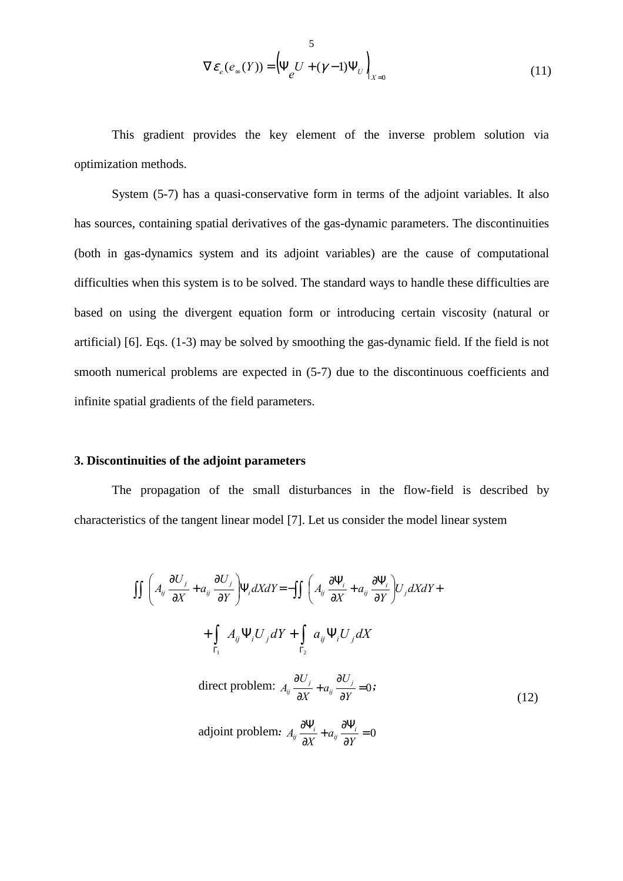$$\nabla \varepsilon_e(e_\infty(Y)) = \left(\Psi_e U + (\gamma - 1)\Psi_U\right)\Big|_{X=0} \tag{11}$$

This gradient provides the key element of the inverse problem solution via optimization methods.

System (5-7) has a quasi-conservative form in terms of the adjoint variables. It also has sources, containing spatial derivatives of the gas-dynamic parameters. The discontinuities (both in gas-dynamics system and its adjoint variables) are the cause of computational difficulties when this system is to be solved. The standard ways to handle these difficulties are based on using the divergent equation form or introducing certain viscosity (natural or artificial) [6]. Eqs. (1-3) may be solved by smoothing the gas-dynamic field. If the field is not smooth numerical problems are expected in (5-7) due to the discontinuous coefficients and infinite spatial gradients of the field parameters.

### 3. Discontinuities of the adjoint parameters

The propagation of the small disturbances in the flow-field is described by characteristics of the tangent linear model [7]. Let us consider the model linear system

$$\iint \left( A_{ij}\frac{\partial U_j}{\partial X} + a_{ij}\frac{\partial U_j}{\partial Y} \right)\Psi_i dXdY = -\iint \left( A_{ij}\frac{\partial \Psi_i}{\partial X} + a_{ij}\frac{\partial \Psi_i}{\partial Y} \right)U_j dXdY +$$

$$+\int_{\Gamma_1} A_{ij}\Psi_i U_j dY + \int_{\Gamma_2} a_{ij}\Psi_i U_j dX$$

$$\text{direct problem: } A_{ij}\frac{\partial U_j}{\partial X} + a_{ij}\frac{\partial U_j}{\partial Y} = 0; \tag{12}$$

$$\text{adjoint problem: } A_{ij}\frac{\partial \Psi_i}{\partial X} + a_{ij}\frac{\partial \Psi_i}{\partial Y} = 0$$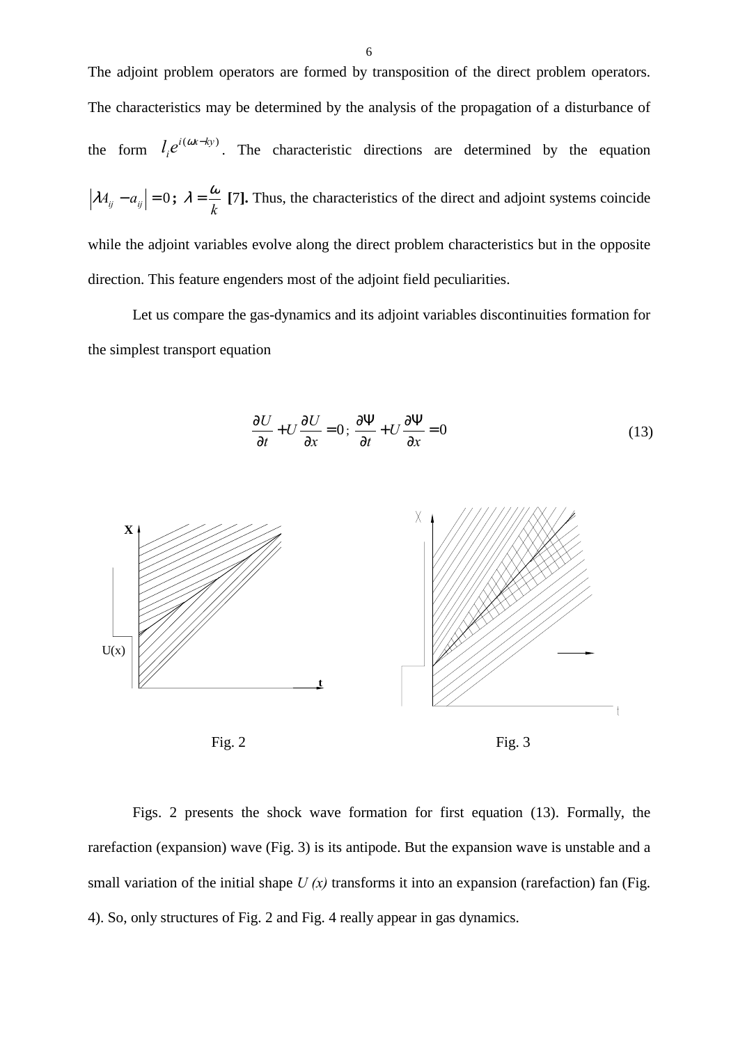The adjoint problem operators are formed by transposition of the direct problem operators. The characteristics may be determined by the analysis of the propagation of a disturbance of the form $l_i e^{i(\omega x - ky)}$. The characteristic directions are determined by the equation $\left|\lambda A_{ij} - a_{ij}\right| = 0$; $\lambda = \dfrac{\omega}{k}$ [7]. Thus, the characteristics of the direct and adjoint systems coincide while the adjoint variables evolve along the direct problem characteristics but in the opposite direction. This feature engenders most of the adjoint field peculiarities.

Let us compare the gas-dynamics and its adjoint variables discontinuities formation for the simplest transport equation

$$\frac{\partial U}{\partial t} + U\frac{\partial U}{\partial x} = 0;\ \frac{\partial \Psi}{\partial t} + U\frac{\partial \Psi}{\partial x} = 0 \tag{13}$$

Fig. 2

Fig. 3

Figs. 2 presents the shock wave formation for first equation (13). Formally, the rarefaction (expansion) wave (Fig. 3) is its antipode. But the expansion wave is unstable and a small variation of the initial shape *U (x)* transforms it into an expansion (rarefaction) fan (Fig. 4). So, only structures of Fig. 2 and Fig. 4 really appear in gas dynamics.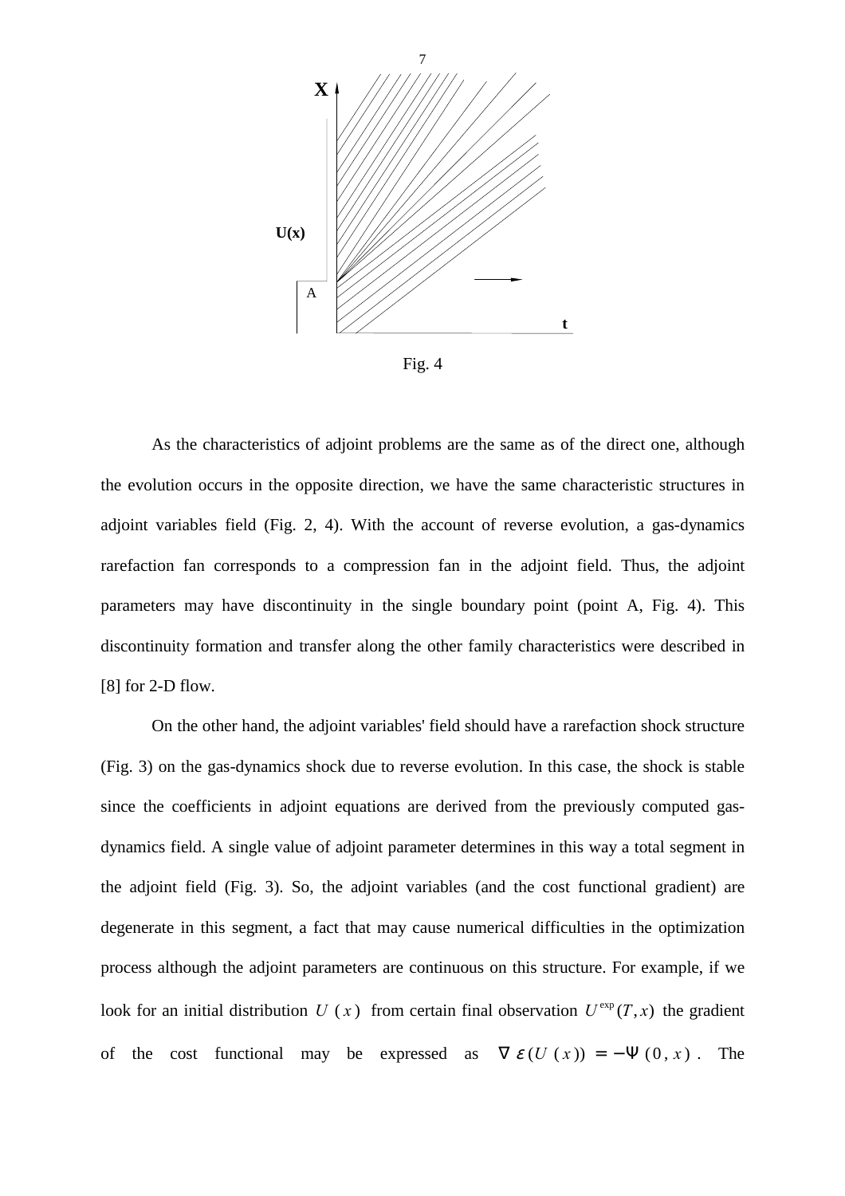Fig. 4

As the characteristics of adjoint problems are the same as of the direct one, although the evolution occurs in the opposite direction, we have the same characteristic structures in adjoint variables field (Fig. 2, 4). With the account of reverse evolution, a gas-dynamics rarefaction fan corresponds to a compression fan in the adjoint field. Thus, the adjoint parameters may have discontinuity in the single boundary point (point A, Fig. 4). This discontinuity formation and transfer along the other family characteristics were described in [8] for 2-D flow.

On the other hand, the adjoint variables' field should have a rarefaction shock structure (Fig. 3) on the gas-dynamics shock due to reverse evolution. In this case, the shock is stable since the coefficients in adjoint equations are derived from the previously computed gas-dynamics field. A single value of adjoint parameter determines in this way a total segment in the adjoint field (Fig. 3). So, the adjoint variables (and the cost functional gradient) are degenerate in this segment, a fact that may cause numerical difficulties in the optimization process although the adjoint parameters are continuous on this structure. For example, if we look for an initial distribution $U(x)$ from certain final observation $U^{\exp}(T,x)$ the gradient of the cost functional may be expressed as $\nabla\varepsilon(U(x)) = -\Psi(0,x)$. The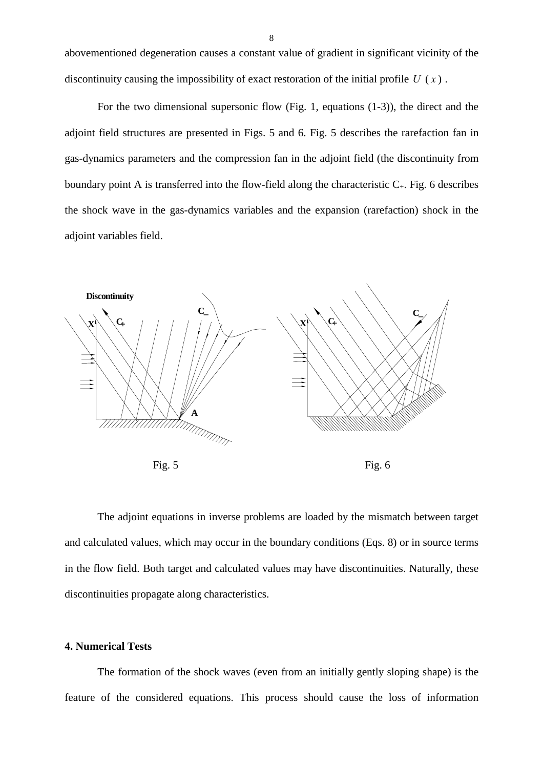abovementioned degeneration causes a constant value of gradient in significant vicinity of the discontinuity causing the impossibility of exact restoration of the initial profile $U(x)$.

For the two dimensional supersonic flow (Fig. 1, equations (1-3)), the direct and the adjoint field structures are presented in Figs. 5 and 6. Fig. 5 describes the rarefaction fan in gas-dynamics parameters and the compression fan in the adjoint field (the discontinuity from boundary point A is transferred into the flow-field along the characteristic $C_+$. Fig. 6 describes the shock wave in the gas-dynamics variables and the expansion (rarefaction) shock in the adjoint variables field.

Fig. 5

Fig. 6

The adjoint equations in inverse problems are loaded by the mismatch between target and calculated values, which may occur in the boundary conditions (Eqs. 8) or in source terms in the flow field. Both target and calculated values may have discontinuities. Naturally, these discontinuities propagate along characteristics.

### 4. Numerical Tests

The formation of the shock waves (even from an initially gently sloping shape) is the feature of the considered equations. This process should cause the loss of information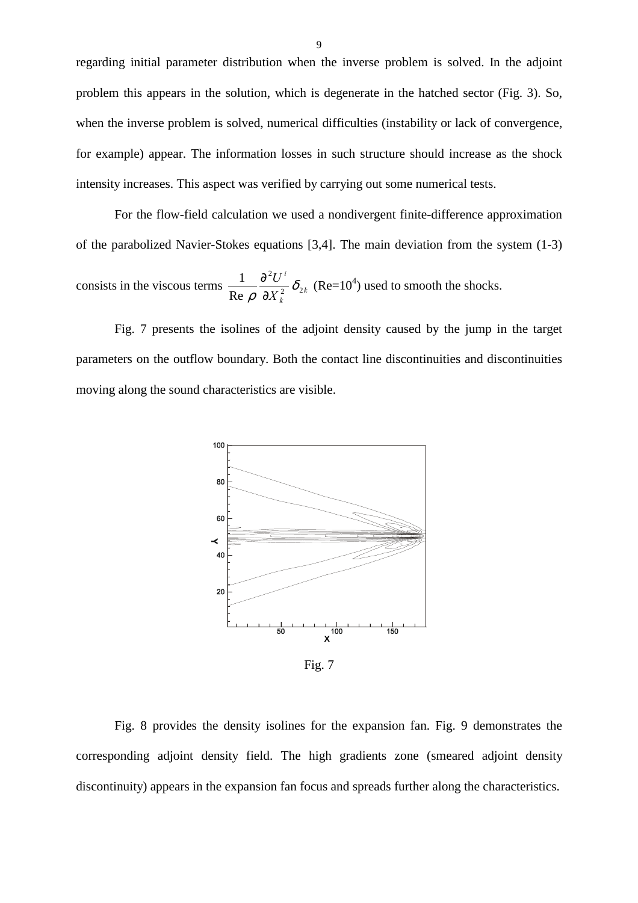regarding initial parameter distribution when the inverse problem is solved. In the adjoint problem this appears in the solution, which is degenerate in the hatched sector (Fig. 3). So, when the inverse problem is solved, numerical difficulties (instability or lack of convergence, for example) appear. The information losses in such structure should increase as the shock intensity increases. This aspect was verified by carrying out some numerical tests.

For the flow-field calculation we used a nondivergent finite-difference approximation of the parabolized Navier-Stokes equations [3,4]. The main deviation from the system (1-3) consists in the viscous terms $\frac{1}{\mathrm{Re}\,\rho}\frac{\partial^2 U^i}{\partial X_k^2}\delta_{2k}$ (Re=$10^4$) used to smooth the shocks.

Fig. 7 presents the isolines of the adjoint density caused by the jump in the target parameters on the outflow boundary. Both the contact line discontinuities and discontinuities moving along the sound characteristics are visible.

Fig. 7

Fig. 8 provides the density isolines for the expansion fan. Fig. 9 demonstrates the corresponding adjoint density field. The high gradients zone (smeared adjoint density discontinuity) appears in the expansion fan focus and spreads further along the characteristics.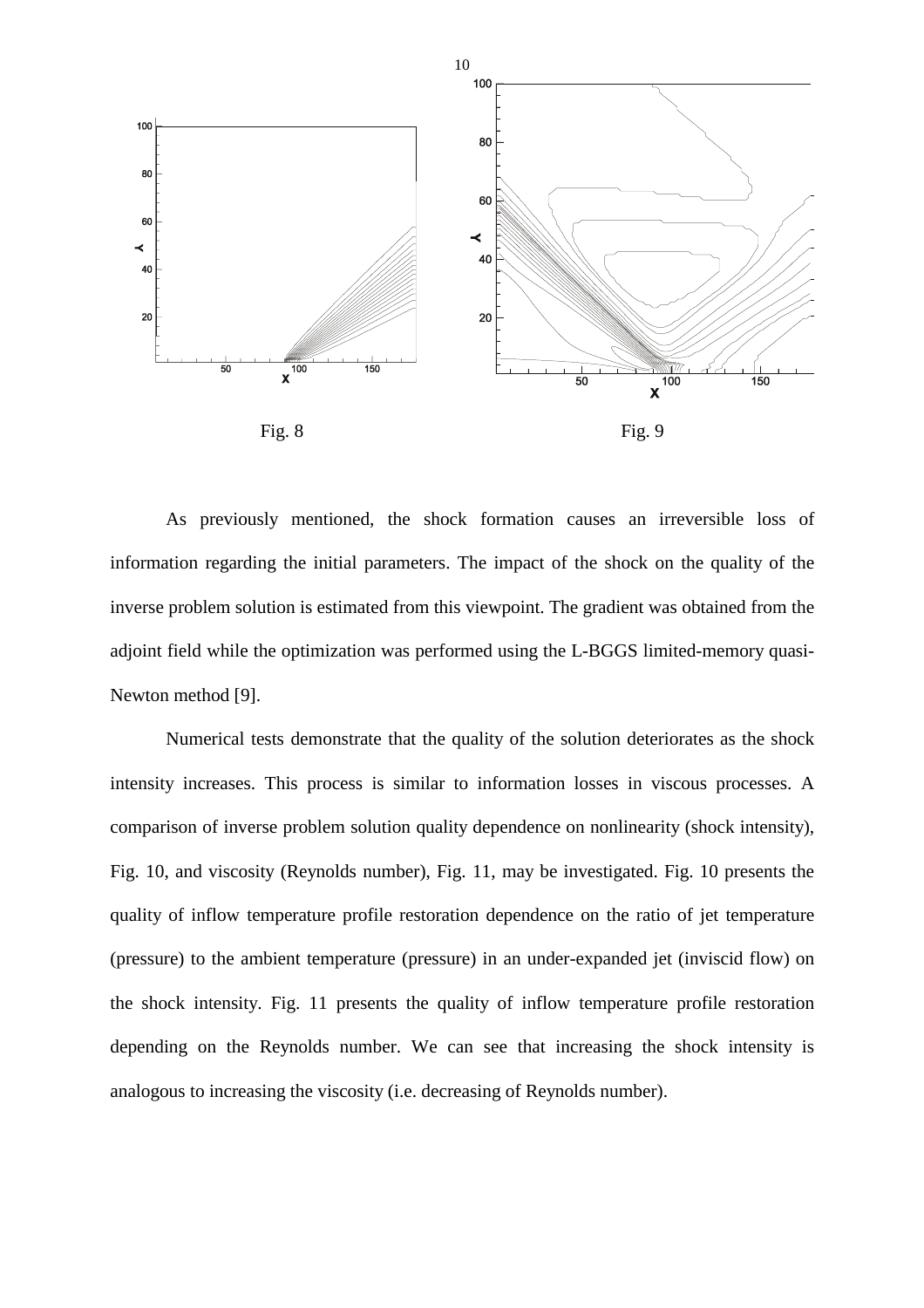Fig. 8

Fig. 9

As previously mentioned, the shock formation causes an irreversible loss of information regarding the initial parameters. The impact of the shock on the quality of the inverse problem solution is estimated from this viewpoint. The gradient was obtained from the adjoint field while the optimization was performed using the L-BGGS limited-memory quasi-Newton method [9].

Numerical tests demonstrate that the quality of the solution deteriorates as the shock intensity increases. This process is similar to information losses in viscous processes. A comparison of inverse problem solution quality dependence on nonlinearity (shock intensity), Fig. 10, and viscosity (Reynolds number), Fig. 11, may be investigated. Fig. 10 presents the quality of inflow temperature profile restoration dependence on the ratio of jet temperature (pressure) to the ambient temperature (pressure) in an under-expanded jet (inviscid flow) on the shock intensity. Fig. 11 presents the quality of inflow temperature profile restoration depending on the Reynolds number. We can see that increasing the shock intensity is analogous to increasing the viscosity (i.e. decreasing of Reynolds number).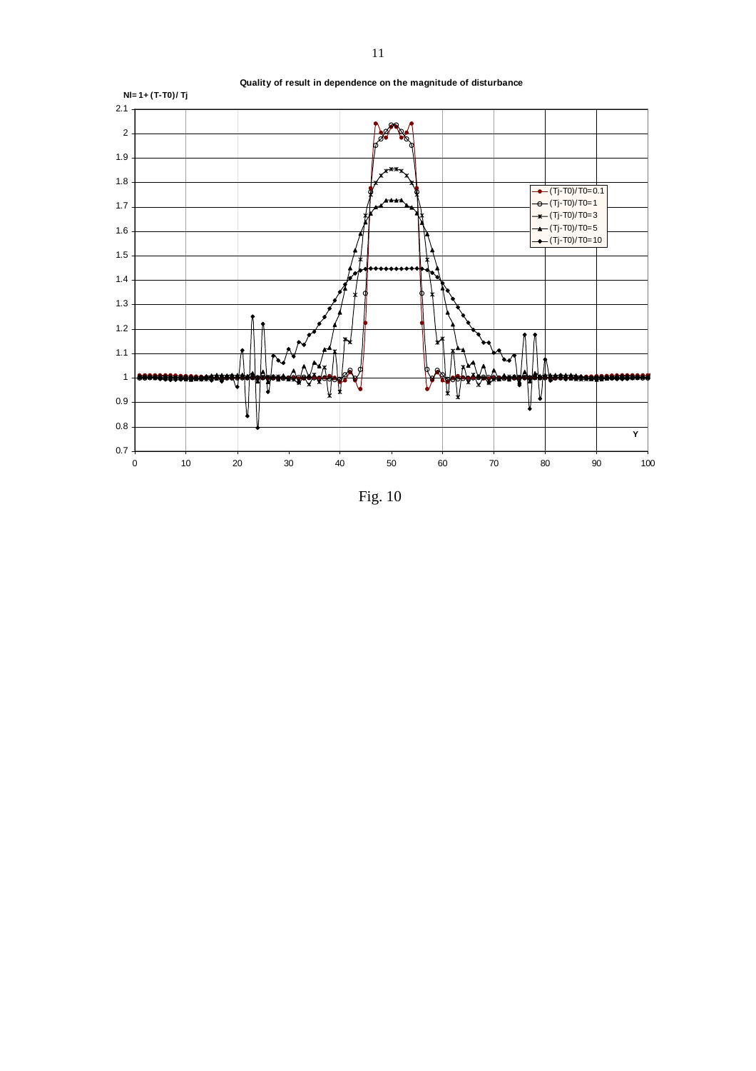**Quality of result in dependence on the magnitude of disturbance**

Fig. 10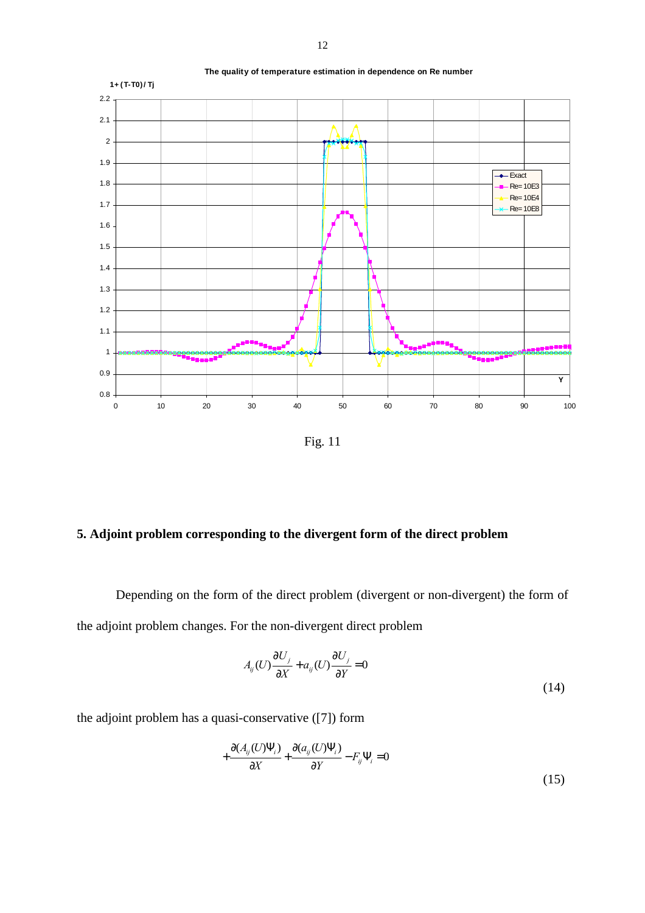The quality of temperature estimation in dependence on Re number

Fig. 11

## 5. Adjoint problem corresponding to the divergent form of the direct problem

Depending on the form of the direct problem (divergent or non-divergent) the form of the adjoint problem changes. For the non-divergent direct problem

$$A_{ij}(U)\frac{\partial U_j}{\partial X} + a_{ij}(U)\frac{\partial U_j}{\partial Y} = 0 \tag{14}$$

the adjoint problem has a quasi-conservative ([7]) form

$$+\frac{\partial (A_{ij}(U)\Psi_i)}{\partial X} + \frac{\partial (a_{ij}(U)\Psi_i)}{\partial Y} - F_{ij}\Psi_i = 0 \tag{15}$$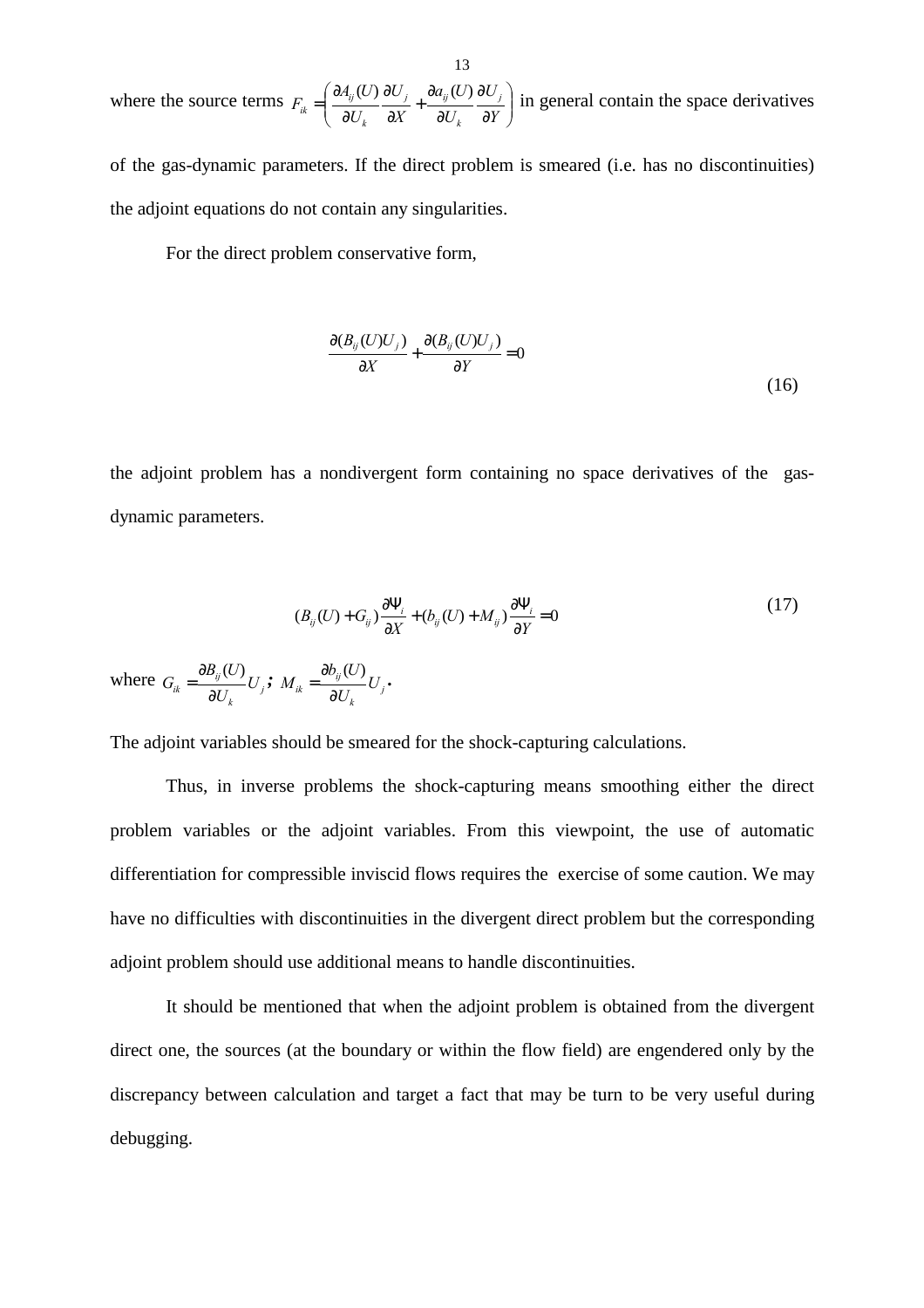where the source terms $F_{ik} = \left( \frac{\partial A_{ij}(U)}{\partial U_k} \frac{\partial U_j}{\partial X} + \frac{\partial a_{ij}(U)}{\partial U_k} \frac{\partial U_j}{\partial Y} \right)$ in general contain the space derivatives of the gas-dynamic parameters. If the direct problem is smeared (i.e. has no discontinuities) the adjoint equations do not contain any singularities.

For the direct problem conservative form,

$$\frac{\partial (B_{ij}(U)U_j)}{\partial X} + \frac{\partial (B_{ij}(U)U_j)}{\partial Y} = 0 \tag{16}$$

the adjoint problem has a nondivergent form containing no space derivatives of the gas-dynamic parameters.

$$(B_{ij}(U) + G_{ij}) \frac{\partial \Psi_i}{\partial X} + (b_{ij}(U) + M_{ij}) \frac{\partial \Psi_i}{\partial Y} = 0 \tag{17}$$

where $G_{ik} = \frac{\partial B_{ij}(U)}{\partial U_k} U_j$; $M_{ik} = \frac{\partial b_{ij}(U)}{\partial U_k} U_j$.

The adjoint variables should be smeared for the shock-capturing calculations.

Thus, in inverse problems the shock-capturing means smoothing either the direct problem variables or the adjoint variables. From this viewpoint, the use of automatic differentiation for compressible inviscid flows requires the exercise of some caution. We may have no difficulties with discontinuities in the divergent direct problem but the corresponding adjoint problem should use additional means to handle discontinuities.

It should be mentioned that when the adjoint problem is obtained from the divergent direct one, the sources (at the boundary or within the flow field) are engendered only by the discrepancy between calculation and target a fact that may be turn to be very useful during debugging.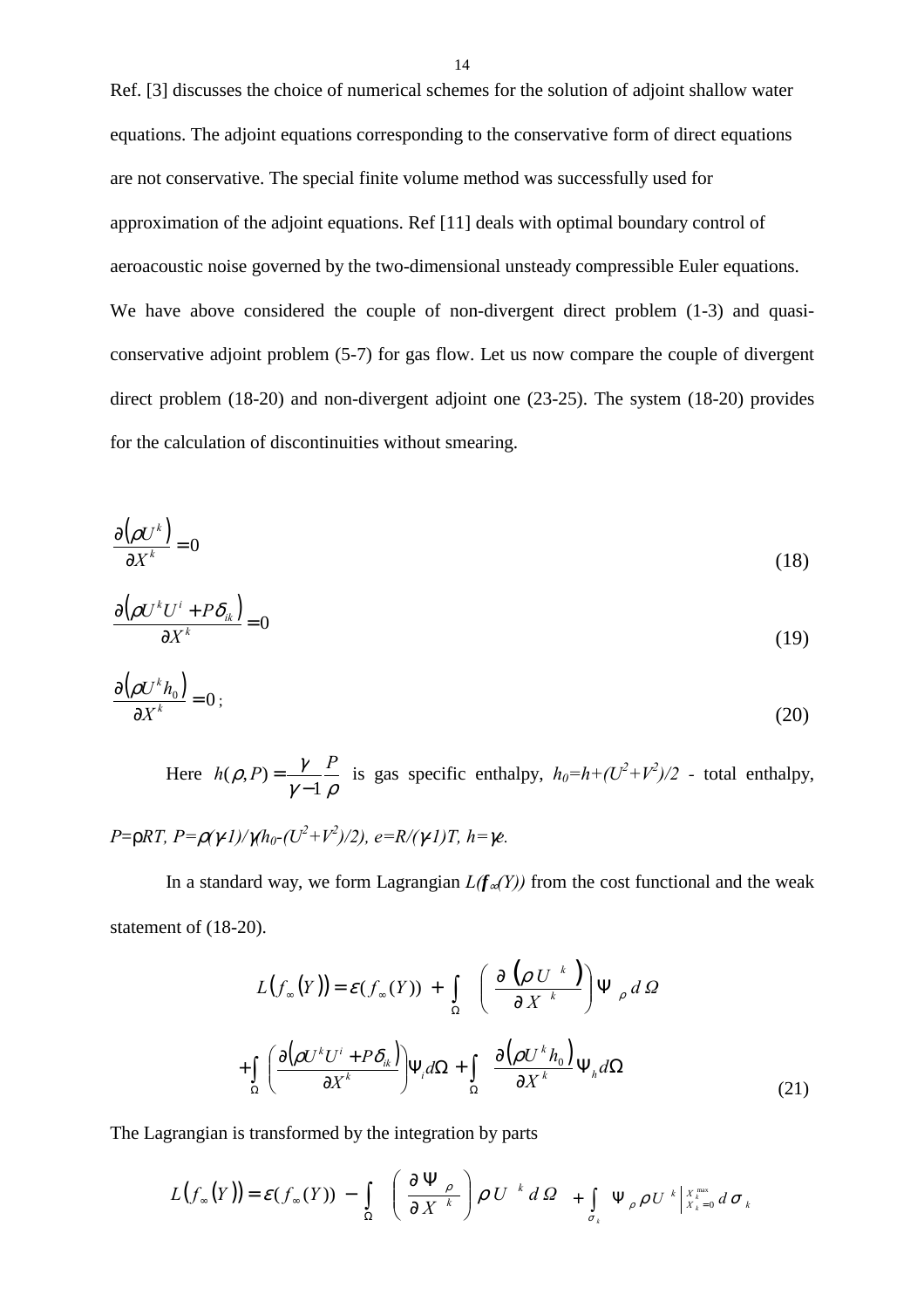Ref. [3] discusses the choice of numerical schemes for the solution of adjoint shallow water equations. The adjoint equations corresponding to the conservative form of direct equations are not conservative. The special finite volume method was successfully used for approximation of the adjoint equations. Ref [11] deals with optimal boundary control of aeroacoustic noise governed by the two-dimensional unsteady compressible Euler equations. We have above considered the couple of non-divergent direct problem (1-3) and quasi-conservative adjoint problem (5-7) for gas flow. Let us now compare the couple of divergent direct problem (18-20) and non-divergent adjoint one (23-25). The system (18-20) provides for the calculation of discontinuities without smearing.

$$\frac{\partial\left(\rho U^k\right)}{\partial X^k}=0 \tag{18}$$

$$\frac{\partial\left(\rho U^k U^i+P\delta_{ik}\right)}{\partial X^k}=0 \tag{19}$$

$$\frac{\partial\left(\rho U^k h_0\right)}{\partial X^k}=0\,; \tag{20}$$

Here $h(\rho,P)=\dfrac{\gamma}{\gamma-1}\dfrac{P}{\rho}$ is gas specific enthalpy, $h_0=h+(U^2+V^2)/2$ - total enthalpy, $P=\rho RT$, $P=\rho(\gamma-1)/\gamma(h_0-(U^2+V^2)/2)$, $e=R/(\gamma-1)T$, $h=\gamma e$.

In a standard way, we form Lagrangian $L(f_\infty(Y))$ from the cost functional and the weak statement of (18-20).

$$L\left(f_\infty(Y)\right)=\varepsilon(f_\infty(Y))+\int_\Omega\left(\frac{\partial\left(\rho U^k\right)}{\partial X^k}\right)\Psi_\rho\, d\Omega$$

$$+\int_\Omega\left(\frac{\partial\left(\rho U^k U^i+P\delta_{ik}\right)}{\partial X^k}\right)\Psi_i d\Omega+\int_\Omega\frac{\partial\left(\rho U^k h_0\right)}{\partial X^k}\Psi_h d\Omega \tag{21}$$

The Lagrangian is transformed by the integration by parts

$$L\left(f_\infty(Y)\right)=\varepsilon(f_\infty(Y))-\int_\Omega\left(\frac{\partial\Psi_\rho}{\partial X^k}\right)\rho U^k\, d\Omega+\int_{\sigma_k}\Psi_\rho\rho U^k\Big|_{X_k=0}^{X_k^{\max}}d\sigma_k$$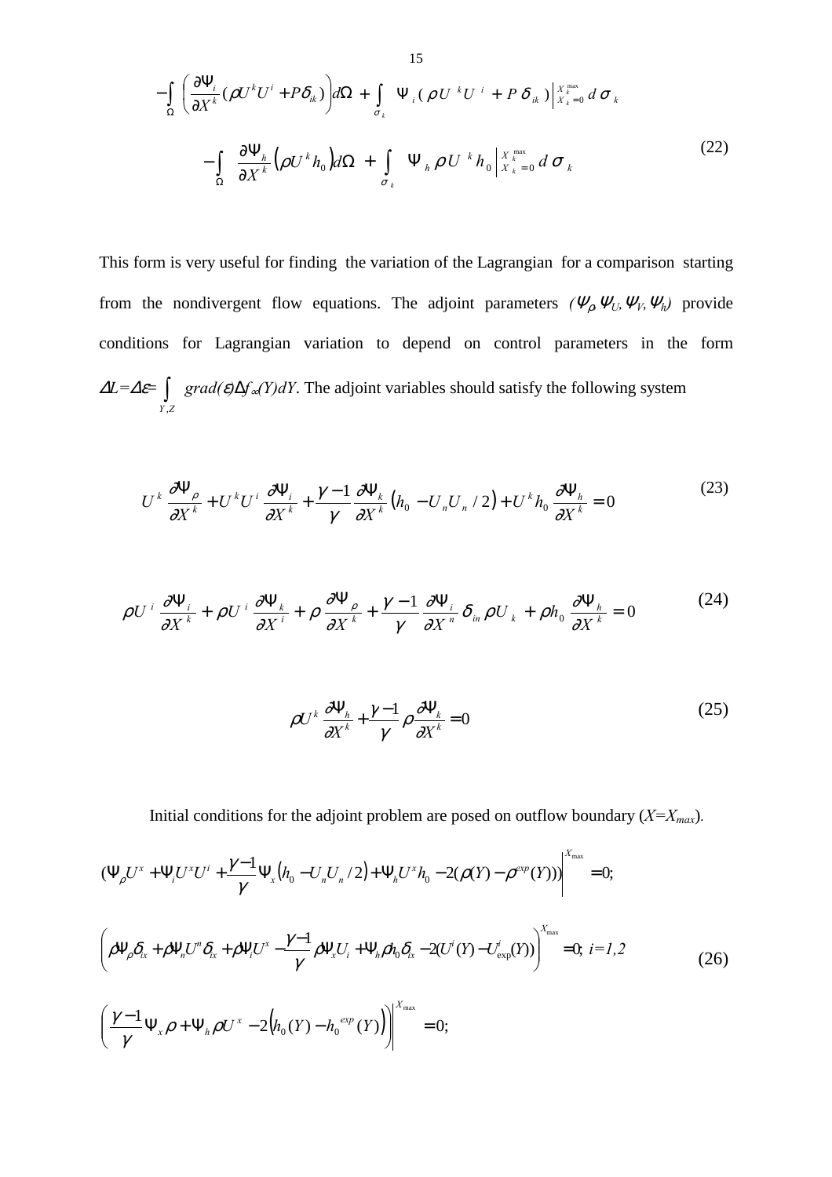$$
-\int_{\Omega}\left(\frac{\partial \Psi_i}{\partial X^k}(\rho U^k U^i + P\delta_{ik})\right)d\Omega + \int_{\sigma_k} \Psi_i(\rho U^k U^i + P\delta_{ik})\Big|_{X_k=0}^{X_k^{\max}} d\sigma_k
$$

$$
-\int_{\Omega}\frac{\partial \Psi_h}{\partial X^k}\left(\rho U^k h_0\right)d\Omega + \int_{\sigma_k} \Psi_h \rho U^k h_0 \Big|_{X_k=0}^{X_k^{\max}} d\sigma_k \tag{22}
$$

This form is very useful for finding the variation of the Lagrangian for a comparison starting from the nondivergent flow equations. The adjoint parameters $(\Psi_\rho, \Psi_U, \Psi_V, \Psi_h)$ provide conditions for Lagrangian variation to depend on control parameters in the form $\Delta L=\Delta\varepsilon=\int_{Y,Z} grad(\varepsilon)\Delta f_\infty(Y)dY$. The adjoint variables should satisfy the following system

$$
U^k\frac{\partial \Psi_\rho}{\partial X^k} + U^k U^i\frac{\partial \Psi_i}{\partial X^k} + \frac{\gamma-1}{\gamma}\frac{\partial \Psi_k}{\partial X^k}\left(h_0 - U_n U_n/2\right) + U^k h_0\frac{\partial \Psi_h}{\partial X^k} = 0 \tag{23}
$$

$$
\rho U^i\frac{\partial \Psi_i}{\partial X^k} + \rho U^i\frac{\partial \Psi_k}{\partial X^i} + \rho\frac{\partial \Psi_\rho}{\partial X^k} + \frac{\gamma-1}{\gamma}\frac{\partial \Psi_i}{\partial X^n}\delta_{in}\rho U_k + \rho h_0\frac{\partial \Psi_h}{\partial X^k} = 0 \tag{24}
$$

$$
\rho U^k\frac{\partial \Psi_h}{\partial X^k} + \frac{\gamma-1}{\gamma}\rho\frac{\partial \Psi_k}{\partial X^k} = 0 \tag{25}
$$

Initial conditions for the adjoint problem are posed on outflow boundary ($X=X_{max}$).

$$
\left(\Psi_\rho U^x + \Psi_i U^x U^i + \frac{\gamma-1}{\gamma}\Psi_x\left(h_0 - U_n U_n/2\right) + \Psi_h U^x h_0 - 2(\rho(Y) - \rho^{exp}(Y))\right)\Big|^{X_{\max}} = 0;
$$

$$
\left(\rho\Psi_\rho\delta_{ix} + \rho\Psi_n U^n\delta_{ix} + \rho\Psi_i U^x - \frac{\gamma-1}{\gamma}\rho\Psi_x U_i + \Psi_h\rho h_0\delta_{ix} - 2(U^i(Y) - U^i_{\exp}(Y))\right)^{X_{\max}} = 0;\ i=1,2 \tag{26}
$$

$$
\left(\frac{\gamma-1}{\gamma}\Psi_x\rho + \Psi_h\rho U^x - 2\left(h_0(Y) - h_0^{exp}(Y)\right)\right)\Big|^{X_{\max}} = 0;
$$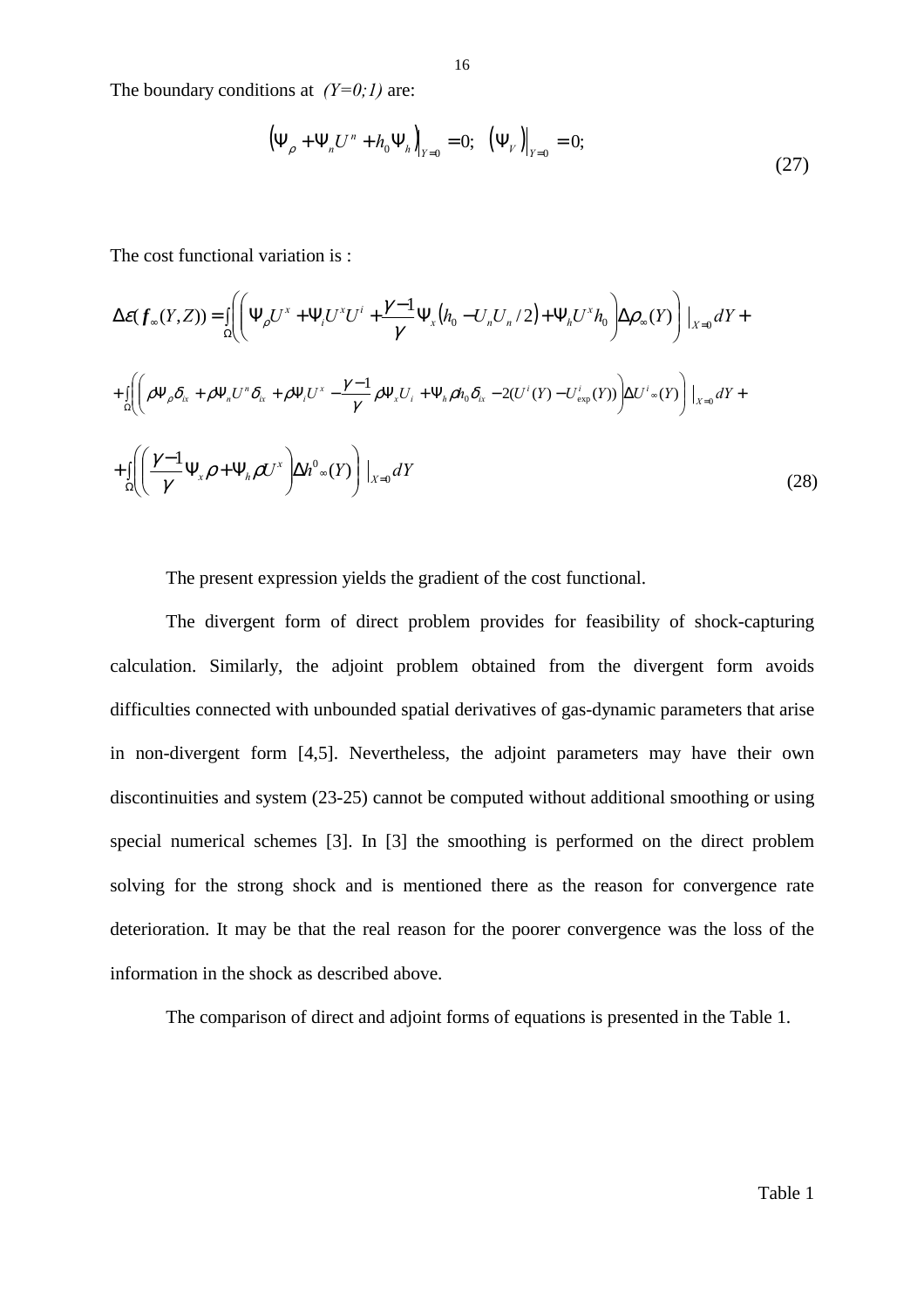The boundary conditions at *(Y=0;1)* are:

$$
\left(\Psi_{\rho} + \Psi_{n} U^{n} + h_{0} \Psi_{h}\right)\Big|_{Y=0} = 0; \quad \left(\Psi_{V}\right)\Big|_{Y=0} = 0; \tag{27}
$$

The cost functional variation is :

$$
\begin{aligned}
\Delta\varepsilon(\boldsymbol{f}_{\infty}(Y,Z)) = & \int_{\Omega}\left(\left(\Psi_{\rho}U^{x} + \Psi_{i}U^{x}U^{i} + \frac{\gamma-1}{\gamma}\Psi_{x}\left(h_{0} - U_{n}U_{n}/2\right) + \Psi_{h}U^{x}h_{0}\right)\Delta\rho_{\infty}(Y)\right)\Big|_{X=0} dY + \\
& + \int_{\Omega}\left(\left(\rho\Psi_{\rho}\delta_{ix} + \rho\Psi_{n}U^{n}\delta_{ix} + \rho\Psi_{i}U^{x} - \frac{\gamma-1}{\gamma}\rho\Psi_{x}U_{i} + \Psi_{h}\rho h_{0}\delta_{ix} - 2(U^{i}(Y) - U^{i}_{\exp}(Y))\right)\Delta U^{i}{}_{\infty}(Y)\right)\Big|_{X=0} dY + \\
& + \int_{\Omega}\left(\left(\frac{\gamma-1}{\gamma}\Psi_{x}\rho + \Psi_{h}\rho U^{x}\right)\Delta h^{0}{}_{\infty}(Y)\right)\Big|_{X=0} dY
\end{aligned} \tag{28}
$$

The present expression yields the gradient of the cost functional.

The divergent form of direct problem provides for feasibility of shock-capturing calculation. Similarly, the adjoint problem obtained from the divergent form avoids difficulties connected with unbounded spatial derivatives of gas-dynamic parameters that arise in non-divergent form [4,5]. Nevertheless, the adjoint parameters may have their own discontinuities and system (23-25) cannot be computed without additional smoothing or using special numerical schemes [3]. In [3] the smoothing is performed on the direct problem solving for the strong shock and is mentioned there as the reason for convergence rate deterioration. It may be that the real reason for the poorer convergence was the loss of the information in the shock as described above.

The comparison of direct and adjoint forms of equations is presented in the Table 1.

Table 1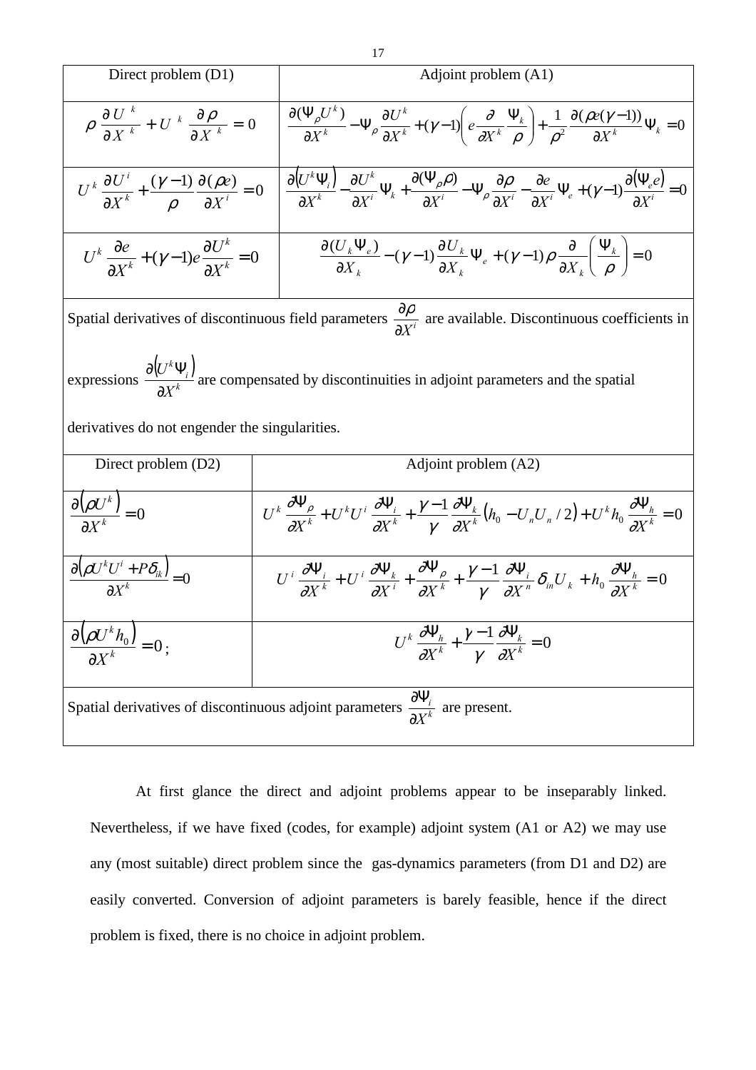| Direct problem (D1) | Adjoint problem (A1) |
|---|---|
| $\rho\,\dfrac{\partial U^k}{\partial X^k} + U^k\,\dfrac{\partial \rho}{\partial X^k} = 0$ | $\dfrac{\partial(\Psi_\rho U^k)}{\partial X^k} - \Psi_\rho \dfrac{\partial U^k}{\partial X^k} + (\gamma-1)\left(e\dfrac{\partial}{\partial X^k}\dfrac{\Psi_k}{\rho}\right) + \dfrac{1}{\rho^2}\dfrac{\partial(\rho e(\gamma-1))}{\partial X^k}\Psi_k = 0$ |
| $U^k\,\dfrac{\partial U^i}{\partial X^k} + \dfrac{(\gamma-1)}{\rho}\dfrac{\partial(\rho e)}{\partial X^i} = 0$ | $\dfrac{\partial\left(U^k\Psi_i\right)}{\partial X^k} - \dfrac{\partial U^k}{\partial X^i}\Psi_k + \dfrac{\partial(\Psi_\rho \rho)}{\partial X^i} - \Psi_\rho\dfrac{\partial \rho}{\partial X^i} - \dfrac{\partial e}{\partial X^i}\Psi_e + (\gamma-1)\dfrac{\partial\left(\Psi_e e\right)}{\partial X^i} = 0$ |
| $U^k\,\dfrac{\partial e}{\partial X^k} + (\gamma-1)e\dfrac{\partial U^k}{\partial X^k} = 0$ | $\dfrac{\partial(U_k\Psi_e)}{\partial X_k} - (\gamma-1)\dfrac{\partial U_k}{\partial X_k}\Psi_e + (\gamma-1)\rho\dfrac{\partial}{\partial X_k}\left(\dfrac{\Psi_k}{\rho}\right) = 0$ |
| Spatial derivatives of discontinuous field parameters $\dfrac{\partial \rho}{\partial X^i}$ are available. Discontinuous coefficients in expressions $\dfrac{\partial\left(U^k\Psi_i\right)}{\partial X^k}$ are compensated by discontinuities in adjoint parameters and the spatial derivatives do not engender the singularities. | |

| Direct problem (D2) | Adjoint problem (A2) |
|---|---|
| $\dfrac{\partial\left(\rho U^k\right)}{\partial X^k} = 0$ | $U^k\,\dfrac{\partial \Psi_\rho}{\partial X^k} + U^k U^i\,\dfrac{\partial \Psi_i}{\partial X^k} + \dfrac{\gamma-1}{\gamma}\dfrac{\partial \Psi_k}{\partial X^k}\left(h_0 - U_n U_n/2\right) + U^k h_0\,\dfrac{\partial \Psi_h}{\partial X^k} = 0$ |
| $\dfrac{\partial\left(\rho U^k U^i + P\delta_{ik}\right)}{\partial X^k} = 0$ | $U^i\,\dfrac{\partial \Psi_i}{\partial X^k} + U^i\,\dfrac{\partial \Psi_k}{\partial X^i} + \dfrac{\partial \Psi_\rho}{\partial X^k} + \dfrac{\gamma-1}{\gamma}\dfrac{\partial \Psi_i}{\partial X^n}\delta_{in}U_k + h_0\,\dfrac{\partial \Psi_h}{\partial X^k} = 0$ |
| $\dfrac{\partial\left(\rho U^k h_0\right)}{\partial X^k} = 0$; | $U^k\,\dfrac{\partial \Psi_h}{\partial X^k} + \dfrac{\gamma-1}{\gamma}\dfrac{\partial \Psi_k}{\partial X^k} = 0$ |
| Spatial derivatives of discontinuous adjoint parameters $\dfrac{\partial \Psi_i}{\partial X^k}$ are present. | |

At first glance the direct and adjoint problems appear to be inseparably linked. Nevertheless, if we have fixed (codes, for example) adjoint system (A1 or A2) we may use any (most suitable) direct problem since the gas-dynamics parameters (from D1 and D2) are easily converted. Conversion of adjoint parameters is barely feasible, hence if the direct problem is fixed, there is no choice in adjoint problem.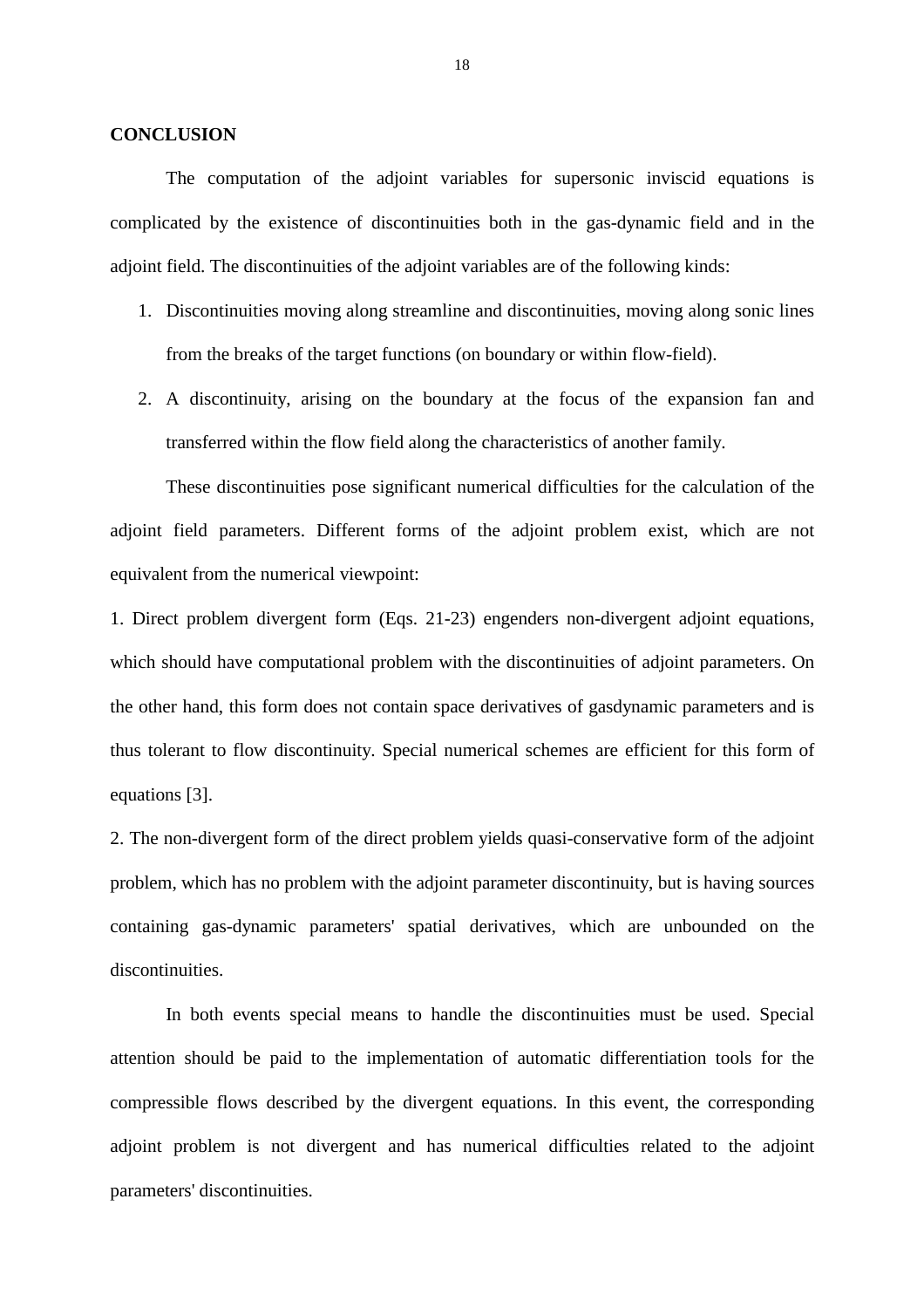## CONCLUSION

The computation of the adjoint variables for supersonic inviscid equations is complicated by the existence of discontinuities both in the gas-dynamic field and in the adjoint field. The discontinuities of the adjoint variables are of the following kinds:

1. Discontinuities moving along streamline and discontinuities, moving along sonic lines from the breaks of the target functions (on boundary or within flow-field).
2. A discontinuity, arising on the boundary at the focus of the expansion fan and transferred within the flow field along the characteristics of another family.

These discontinuities pose significant numerical difficulties for the calculation of the adjoint field parameters. Different forms of the adjoint problem exist, which are not equivalent from the numerical viewpoint:

1. Direct problem divergent form (Eqs. 21-23) engenders non-divergent adjoint equations, which should have computational problem with the discontinuities of adjoint parameters. On the other hand, this form does not contain space derivatives of gasdynamic parameters and is thus tolerant to flow discontinuity. Special numerical schemes are efficient for this form of equations [3].

2. The non-divergent form of the direct problem yields quasi-conservative form of the adjoint problem, which has no problem with the adjoint parameter discontinuity, but is having sources containing gas-dynamic parameters' spatial derivatives, which are unbounded on the discontinuities.

In both events special means to handle the discontinuities must be used. Special attention should be paid to the implementation of automatic differentiation tools for the compressible flows described by the divergent equations. In this event, the corresponding adjoint problem is not divergent and has numerical difficulties related to the adjoint parameters' discontinuities.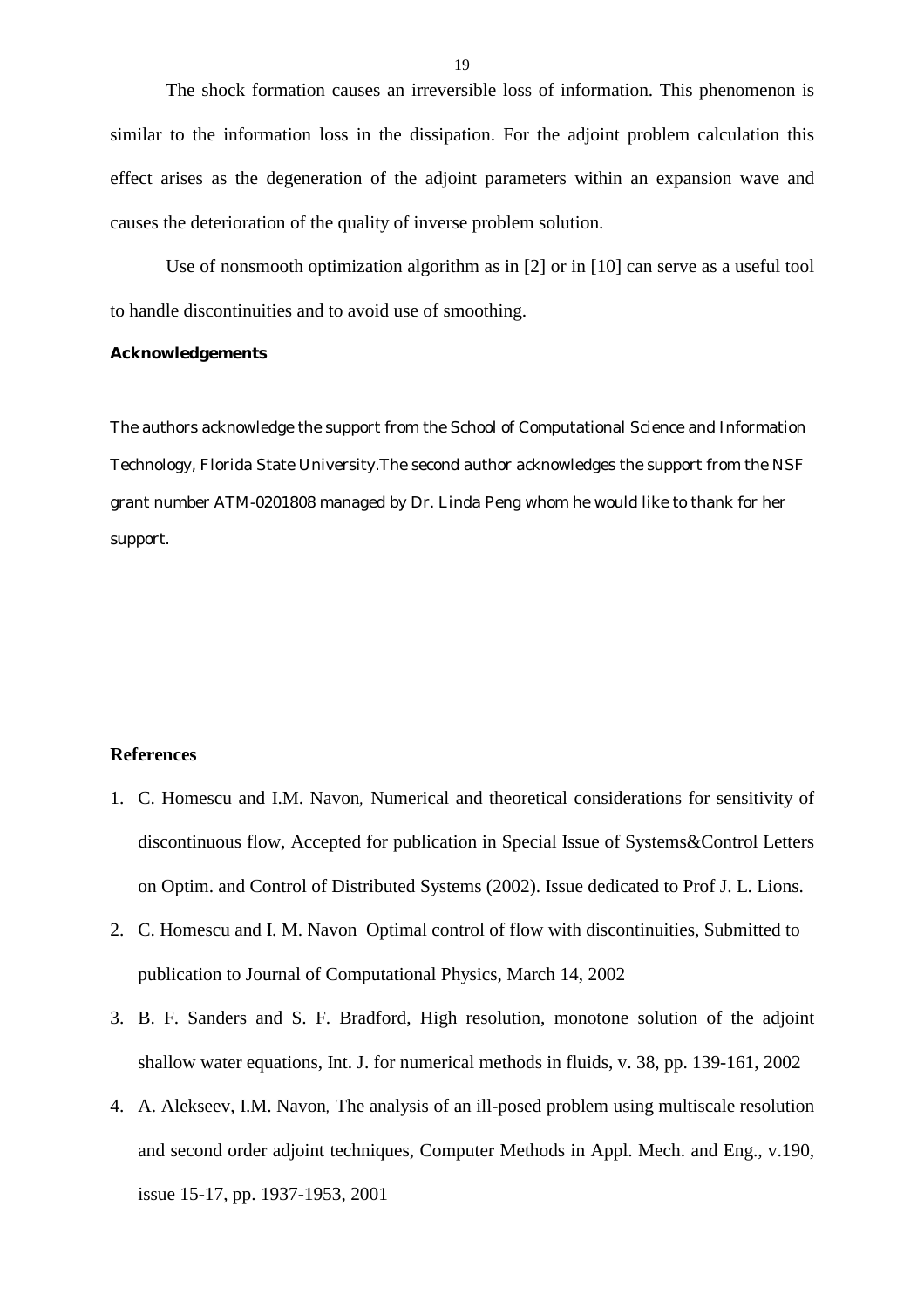The shock formation causes an irreversible loss of information. This phenomenon is similar to the information loss in the dissipation. For the adjoint problem calculation this effect arises as the degeneration of the adjoint parameters within an expansion wave and causes the deterioration of the quality of inverse problem solution.

Use of nonsmooth optimization algorithm as in [2] or in [10] can serve as a useful tool to handle discontinuities and to avoid use of smoothing.

**Acknowledgements**

The authors acknowledge the support from the School of Computational Science and Information Technology, Florida State University.The second author acknowledges the support from the NSF grant number ATM-0201808 managed by Dr. Linda Peng whom he would like to thank for her support.

**References**

1. C. Homescu and I.M. Navon, Numerical and theoretical considerations for sensitivity of discontinuous flow, Accepted for publication in Special Issue of Systems&Control Letters on Optim. and Control of Distributed Systems (2002). Issue dedicated to Prof J. L. Lions.
2. C. Homescu and I. M. Navon Optimal control of flow with discontinuities, Submitted to publication to Journal of Computational Physics, March 14, 2002
3. B. F. Sanders and S. F. Bradford, High resolution, monotone solution of the adjoint shallow water equations, Int. J. for numerical methods in fluids, v. 38, pp. 139-161, 2002
4. A. Alekseev, I.M. Navon, The analysis of an ill-posed problem using multiscale resolution and second order adjoint techniques, Computer Methods in Appl. Mech. and Eng., v.190, issue 15-17, pp. 1937-1953, 2001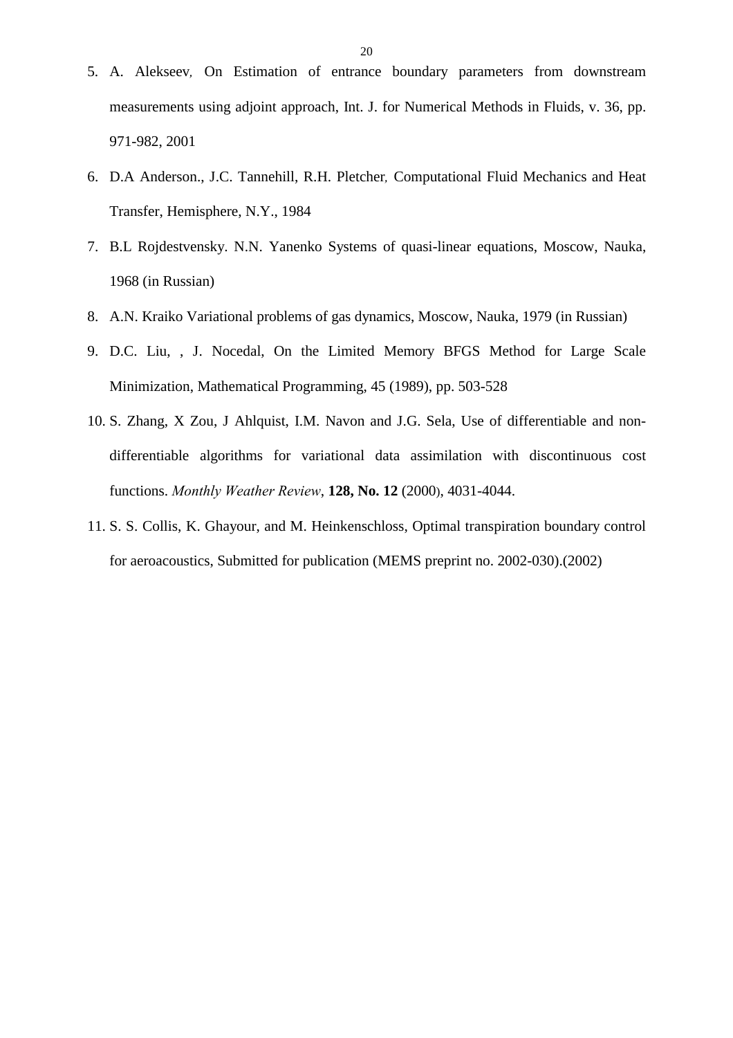5. A. Alekseev, On Estimation of entrance boundary parameters from downstream measurements using adjoint approach, Int. J. for Numerical Methods in Fluids, v. 36, pp. 971-982, 2001

6. D.A Anderson., J.C. Tannehill, R.H. Pletcher, Computational Fluid Mechanics and Heat Transfer, Hemisphere, N.Y., 1984

7. B.L Rojdestvensky. N.N. Yanenko Systems of quasi-linear equations, Moscow, Nauka, 1968 (in Russian)

8. A.N. Kraiko Variational problems of gas dynamics, Moscow, Nauka, 1979 (in Russian)

9. D.C. Liu, , J. Nocedal, On the Limited Memory BFGS Method for Large Scale Minimization, Mathematical Programming, 45 (1989), pp. 503-528

10. S. Zhang, X Zou, J Ahlquist, I.M. Navon and J.G. Sela, Use of differentiable and non-differentiable algorithms for variational data assimilation with discontinuous cost functions. *Monthly Weather Review*, **128, No. 12** (2000), 4031-4044.

11. S. S. Collis, K. Ghayour, and M. Heinkenschloss, Optimal transpiration boundary control for aeroacoustics, Submitted for publication (MEMS preprint no. 2002-030).(2002)